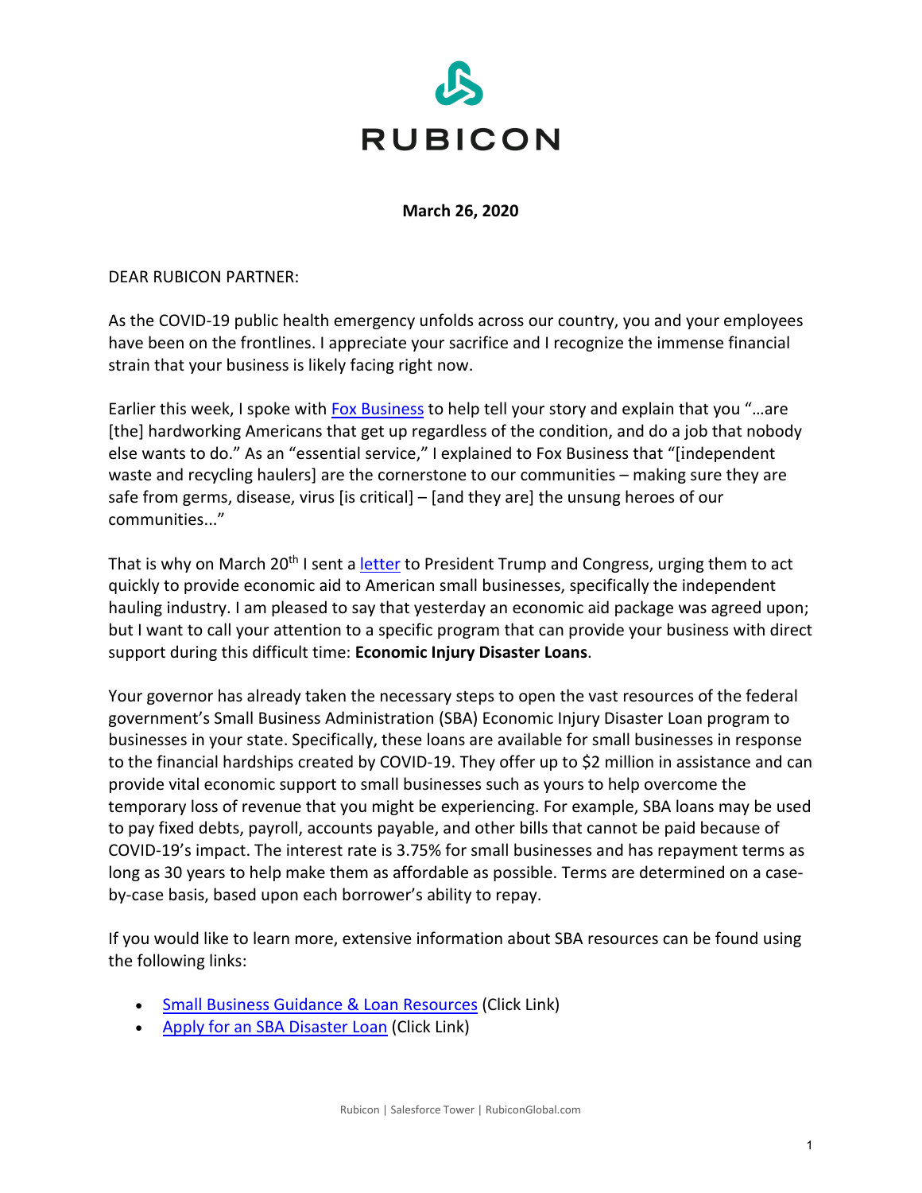RUBICON

**March 26, 2020**

DEAR RUBICON PARTNER:

As the COVID-19 public health emergency unfolds across our country, you and your employees have been on the frontlines. I appreciate your sacrifice and I recognize the immense financial strain that your business is likely facing right now.

Earlier this week, I spoke with Fox Business to help tell your story and explain that you "…are [the] hardworking Americans that get up regardless of the condition, and do a job that nobody else wants to do." As an "essential service," I explained to Fox Business that "[independent waste and recycling haulers] are the cornerstone to our communities – making sure they are safe from germs, disease, virus [is critical] – [and they are] the unsung heroes of our communities..."

That is why on March 20th I sent a letter to President Trump and Congress, urging them to act quickly to provide economic aid to American small businesses, specifically the independent hauling industry. I am pleased to say that yesterday an economic aid package was agreed upon; but I want to call your attention to a specific program that can provide your business with direct support during this difficult time: **Economic Injury Disaster Loans**.

Your governor has already taken the necessary steps to open the vast resources of the federal government's Small Business Administration (SBA) Economic Injury Disaster Loan program to businesses in your state. Specifically, these loans are available for small businesses in response to the financial hardships created by COVID-19. They offer up to $2 million in assistance and can provide vital economic support to small businesses such as yours to help overcome the temporary loss of revenue that you might be experiencing. For example, SBA loans may be used to pay fixed debts, payroll, accounts payable, and other bills that cannot be paid because of COVID-19's impact. The interest rate is 3.75% for small businesses and has repayment terms as long as 30 years to help make them as affordable as possible. Terms are determined on a case-by-case basis, based upon each borrower's ability to repay.

If you would like to learn more, extensive information about SBA resources can be found using the following links:

- Small Business Guidance & Loan Resources (Click Link)
- Apply for an SBA Disaster Loan (Click Link)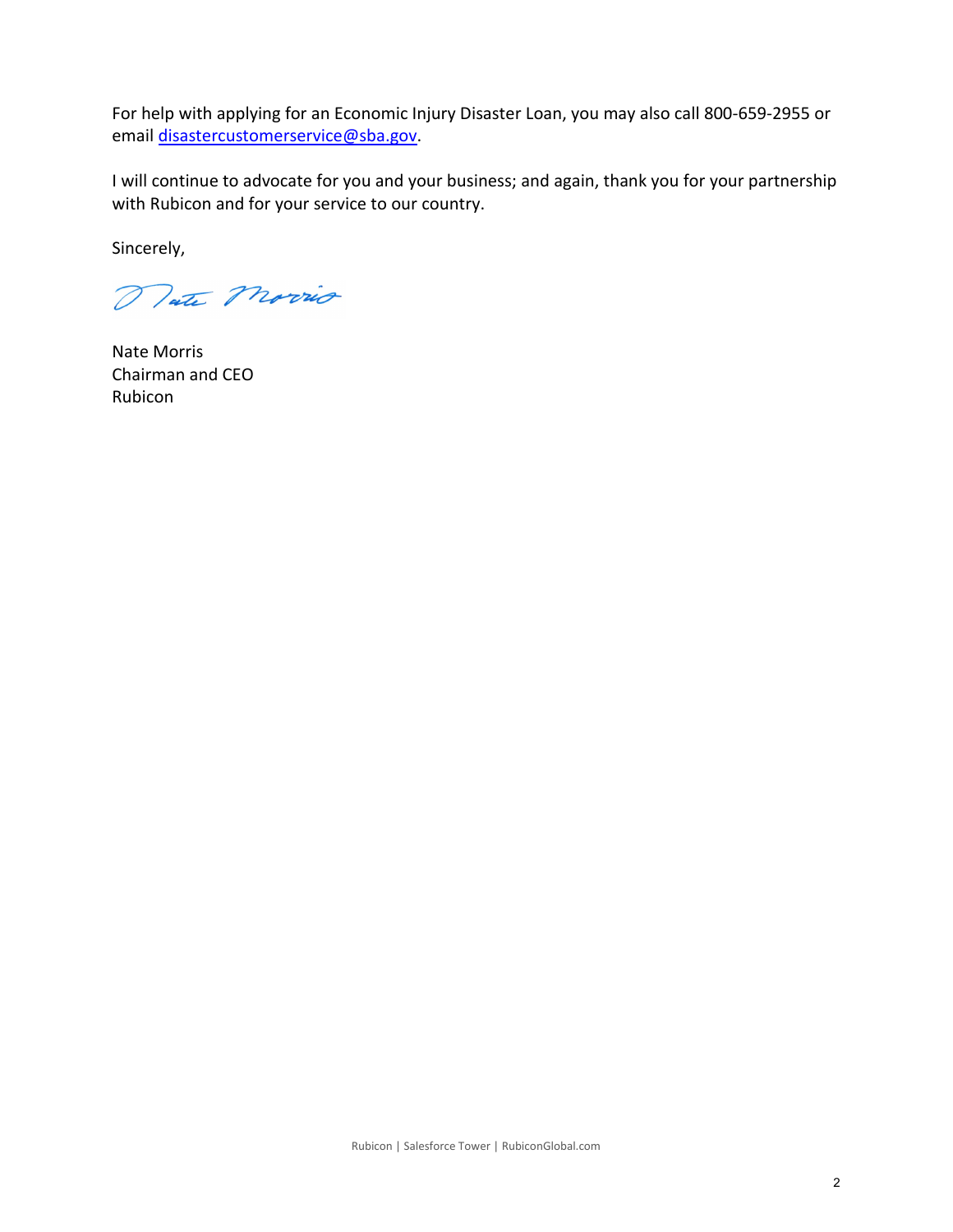For help with applying for an Economic Injury Disaster Loan, you may also call 800-659-2955 or email disastercustomerservice@sba.gov.

I will continue to advocate for you and your business; and again, thank you for your partnership with Rubicon and for your service to our country.

Sincerely,

Nate Morris

Nate Morris
Chairman and CEO
Rubicon

Rubicon | Salesforce Tower | RubiconGlobal.com